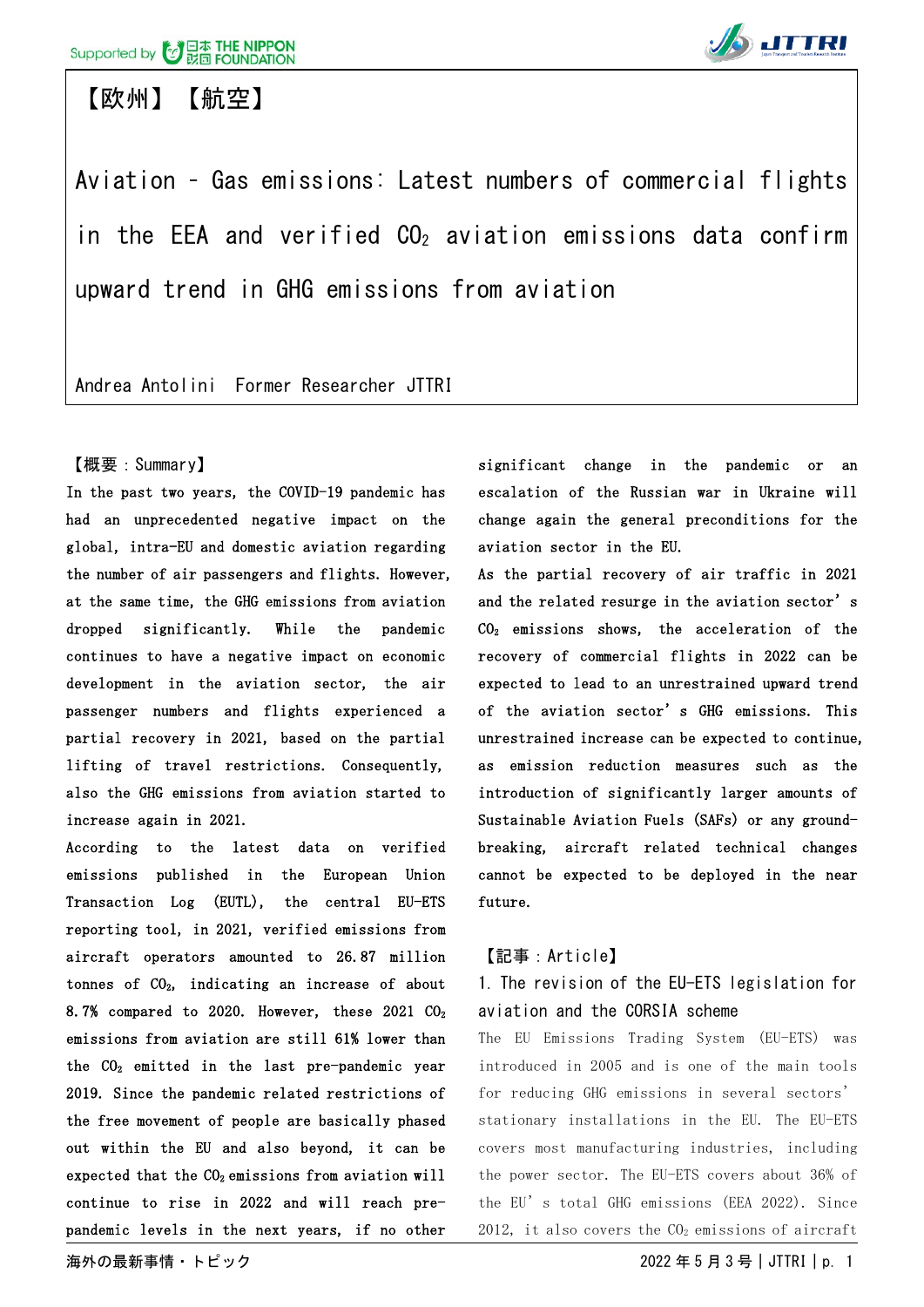【欧州】 【航空】

# Aviation – Gas emissions: Latest numbers of commercial flights in the EEA and verified $CO_2$ aviation emissions data confirm upward trend in GHG emissions from aviation

Andrea Antolini　Former Researcher JTTRI

【概要：Summary】

In the past two years, the COVID-19 pandemic has had an unprecedented negative impact on the global, intra-EU and domestic aviation regarding the number of air passengers and flights. However, at the same time, the GHG emissions from aviation dropped significantly. While the pandemic continues to have a negative impact on economic development in the aviation sector, the air passenger numbers and flights experienced a partial recovery in 2021, based on the partial lifting of travel restrictions. Consequently, also the GHG emissions from aviation started to increase again in 2021.

According to the latest data on verified emissions published in the European Union Transaction Log (EUTL), the central EU-ETS reporting tool, in 2021, verified emissions from aircraft operators amounted to 26.87 million tonnes of $CO_2$, indicating an increase of about 8.7% compared to 2020. However, these 2021 $CO_2$ emissions from aviation are still 61% lower than the $CO_2$ emitted in the last pre-pandemic year 2019. Since the pandemic related restrictions of the free movement of people are basically phased out within the EU and also beyond, it can be expected that the $CO_2$ emissions from aviation will continue to rise in 2022 and will reach pre-pandemic levels in the next years, if no other significant change in the pandemic or an escalation of the Russian war in Ukraine will change again the general preconditions for the aviation sector in the EU.

As the partial recovery of air traffic in 2021 and the related resurge in the aviation sector's $CO_2$ emissions shows, the acceleration of the recovery of commercial flights in 2022 can be expected to lead to an unrestrained upward trend of the aviation sector's GHG emissions. This unrestrained increase can be expected to continue, as emission reduction measures such as the introduction of significantly larger amounts of Sustainable Aviation Fuels (SAFs) or any ground-breaking, aircraft related technical changes cannot be expected to be deployed in the near future.

【記事：Article】

## 1. The revision of the EU-ETS legislation for aviation and the CORSIA scheme

The EU Emissions Trading System (EU-ETS) was introduced in 2005 and is one of the main tools for reducing GHG emissions in several sectors' stationary installations in the EU. The EU-ETS covers most manufacturing industries, including the power sector. The EU-ETS covers about 36% of the EU's total GHG emissions (EEA 2022). Since 2012, it also covers the $CO_2$ emissions of aircraft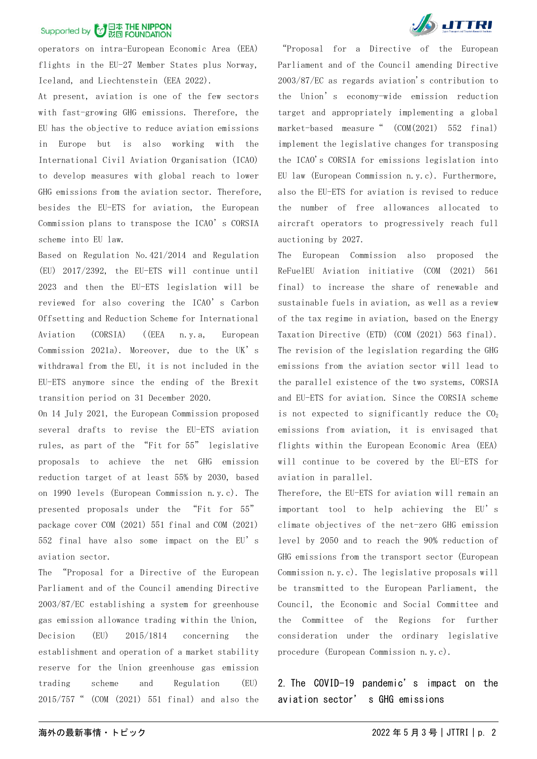operators on intra-European Economic Area (EEA) flights in the EU-27 Member States plus Norway, Iceland, and Liechtenstein (EEA 2022).

At present, aviation is one of the few sectors with fast-growing GHG emissions. Therefore, the EU has the objective to reduce aviation emissions in Europe but is also working with the International Civil Aviation Organisation (ICAO) to develop measures with global reach to lower GHG emissions from the aviation sector. Therefore, besides the EU-ETS for aviation, the European Commission plans to transpose the ICAO's CORSIA scheme into EU law.

Based on Regulation No.421/2014 and Regulation (EU) 2017/2392, the EU-ETS will continue until 2023 and then the EU-ETS legislation will be reviewed for also covering the ICAO's Carbon Offsetting and Reduction Scheme for International Aviation (CORSIA) ((EEA n.y.a, European Commission 2021a). Moreover, due to the UK's withdrawal from the EU, it is not included in the EU-ETS anymore since the ending of the Brexit transition period on 31 December 2020.

On 14 July 2021, the European Commission proposed several drafts to revise the EU-ETS aviation rules, as part of the "Fit for 55" legislative proposals to achieve the net GHG emission reduction target of at least 55% by 2030, based on 1990 levels (European Commission n.y.c). The presented proposals under the "Fit for 55" package cover COM (2021) 551 final and COM (2021) 552 final have also some impact on the EU's aviation sector.

The "Proposal for a Directive of the European Parliament and of the Council amending Directive 2003/87/EC establishing a system for greenhouse gas emission allowance trading within the Union, Decision (EU) 2015/1814 concerning the establishment and operation of a market stability reserve for the Union greenhouse gas emission trading scheme and Regulation (EU) 2015/757 " (COM (2021) 551 final) and also the "Proposal for a Directive of the European Parliament and of the Council amending Directive 2003/87/EC as regards aviation's contribution to the Union's economy-wide emission reduction target and appropriately implementing a global market-based measure " (COM(2021) 552 final) implement the legislative changes for transposing the ICAO's CORSIA for emissions legislation into EU law (European Commission n.y.c). Furthermore, also the EU-ETS for aviation is revised to reduce the number of free allowances allocated to aircraft operators to progressively reach full auctioning by 2027.

The European Commission also proposed the ReFuelEU Aviation initiative (COM (2021) 561 final) to increase the share of renewable and sustainable fuels in aviation, as well as a review of the tax regime in aviation, based on the Energy Taxation Directive (ETD) (COM (2021) 563 final).

The revision of the legislation regarding the GHG emissions from the aviation sector will lead to the parallel existence of the two systems, CORSIA and EU-ETS for aviation. Since the CORSIA scheme is not expected to significantly reduce the $CO_2$ emissions from aviation, it is envisaged that flights within the European Economic Area (EEA) will continue to be covered by the EU-ETS for aviation in parallel.

Therefore, the EU-ETS for aviation will remain an important tool to help achieving the EU's climate objectives of the net-zero GHG emission level by 2050 and to reach the 90% reduction of GHG emissions from the transport sector (European Commission n.y.c). The legislative proposals will be transmitted to the European Parliament, the Council, the Economic and Social Committee and the Committee of the Regions for further consideration under the ordinary legislative procedure (European Commission n.y.c).

## 2. The COVID-19 pandemic's impact on the aviation sector's GHG emissions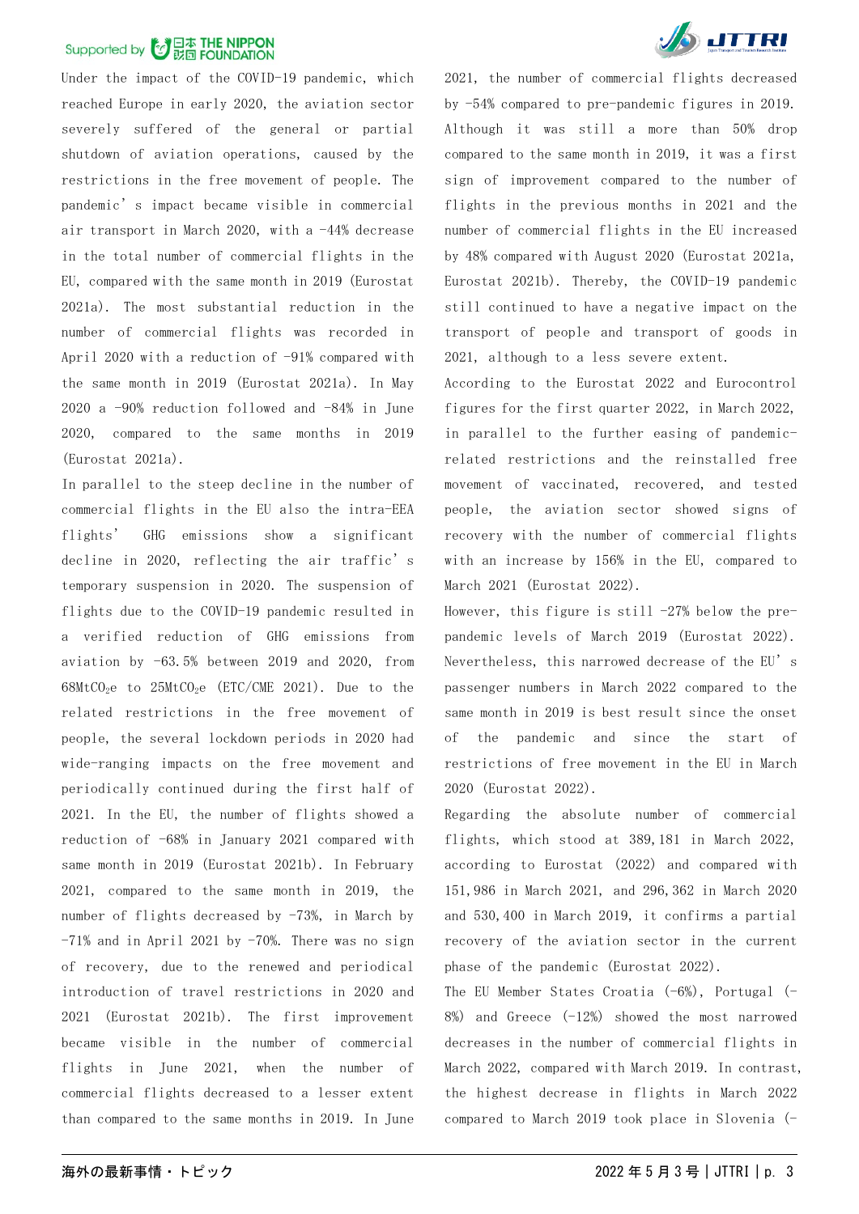Under the impact of the COVID-19 pandemic, which reached Europe in early 2020, the aviation sector severely suffered of the general or partial shutdown of aviation operations, caused by the restrictions in the free movement of people. The pandemic's impact became visible in commercial air transport in March 2020, with a -44% decrease in the total number of commercial flights in the EU, compared with the same month in 2019 (Eurostat 2021a). The most substantial reduction in the number of commercial flights was recorded in April 2020 with a reduction of -91% compared with the same month in 2019 (Eurostat 2021a). In May 2020 a -90% reduction followed and -84% in June 2020, compared to the same months in 2019 (Eurostat 2021a).

In parallel to the steep decline in the number of commercial flights in the EU also the intra-EEA flights' GHG emissions show a significant decline in 2020, reflecting the air traffic's temporary suspension in 2020. The suspension of flights due to the COVID-19 pandemic resulted in a verified reduction of GHG emissions from aviation by -63.5% between 2019 and 2020, from $68MtCO_2e$ to $25MtCO_2e$ (ETC/CME 2021). Due to the related restrictions in the free movement of people, the several lockdown periods in 2020 had wide-ranging impacts on the free movement and periodically continued during the first half of 2021. In the EU, the number of flights showed a reduction of -68% in January 2021 compared with same month in 2019 (Eurostat 2021b). In February 2021, compared to the same month in 2019, the number of flights decreased by -73%, in March by -71% and in April 2021 by -70%. There was no sign of recovery, due to the renewed and periodical introduction of travel restrictions in 2020 and 2021 (Eurostat 2021b). The first improvement became visible in the number of commercial flights in June 2021, when the number of commercial flights decreased to a lesser extent than compared to the same months in 2019. In June 2021, the number of commercial flights decreased by -54% compared to pre-pandemic figures in 2019. Although it was still a more than 50% drop compared to the same month in 2019, it was a first sign of improvement compared to the number of flights in the previous months in 2021 and the number of commercial flights in the EU increased by 48% compared with August 2020 (Eurostat 2021a, Eurostat 2021b). Thereby, the COVID-19 pandemic still continued to have a negative impact on the transport of people and transport of goods in 2021, although to a less severe extent.

According to the Eurostat 2022 and Eurocontrol figures for the first quarter 2022, in March 2022, in parallel to the further easing of pandemic-related restrictions and the reinstalled free movement of vaccinated, recovered, and tested people, the aviation sector showed signs of recovery with the number of commercial flights with an increase by 156% in the EU, compared to March 2021 (Eurostat 2022).

However, this figure is still -27% below the pre-pandemic levels of March 2019 (Eurostat 2022). Nevertheless, this narrowed decrease of the EU's passenger numbers in March 2022 compared to the same month in 2019 is best result since the onset of the pandemic and since the start of restrictions of free movement in the EU in March 2020 (Eurostat 2022).

Regarding the absolute number of commercial flights, which stood at 389,181 in March 2022, according to Eurostat (2022) and compared with 151,986 in March 2021, and 296,362 in March 2020 and 530,400 in March 2019, it confirms a partial recovery of the aviation sector in the current phase of the pandemic (Eurostat 2022).

The EU Member States Croatia (-6%), Portugal (-8%) and Greece (-12%) showed the most narrowed decreases in the number of commercial flights in March 2022, compared with March 2019. In contrast, the highest decrease in flights in March 2022 compared to March 2019 took place in Slovenia (-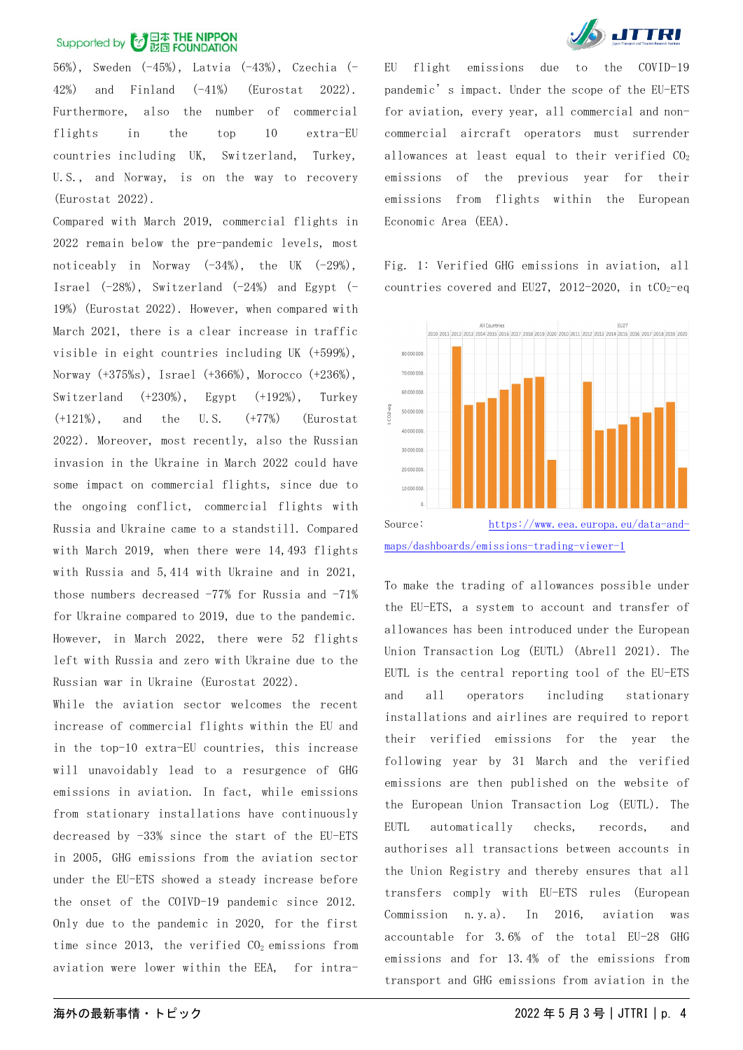56%), Sweden (-45%), Latvia (-43%), Czechia (-42%) and Finland (-41%) (Eurostat 2022). Furthermore, also the number of commercial flights in the top 10 extra-EU countries including UK, Switzerland, Turkey, U.S., and Norway, is on the way to recovery (Eurostat 2022).

Compared with March 2019, commercial flights in 2022 remain below the pre-pandemic levels, most noticeably in Norway (-34%), the UK (-29%), Israel (-28%), Switzerland (-24%) and Egypt (-19%) (Eurostat 2022). However, when compared with March 2021, there is a clear increase in traffic visible in eight countries including UK (+599%), Norway (+375%s), Israel (+366%), Morocco (+236%), Switzerland (+230%), Egypt (+192%), Turkey (+121%), and the U.S. (+77%) (Eurostat 2022). Moreover, most recently, also the Russian invasion in the Ukraine in March 2022 could have some impact on commercial flights, since due to the ongoing conflict, commercial flights with Russia and Ukraine came to a standstill. Compared with March 2019, when there were 14,493 flights with Russia and 5,414 with Ukraine and in 2021, those numbers decreased -77% for Russia and -71% for Ukraine compared to 2019, due to the pandemic. However, in March 2022, there were 52 flights left with Russia and zero with Ukraine due to the Russian war in Ukraine (Eurostat 2022).

While the aviation sector welcomes the recent increase of commercial flights within the EU and in the top-10 extra-EU countries, this increase will unavoidably lead to a resurgence of GHG emissions in aviation. In fact, while emissions from stationary installations have continuously decreased by -33% since the start of the EU-ETS in 2005, GHG emissions from the aviation sector under the EU-ETS showed a steady increase before the onset of the COIVD-19 pandemic since 2012. Only due to the pandemic in 2020, for the first time since 2013, the verified $CO_2$ emissions from aviation were lower within the EEA, for intra-EU flight emissions due to the COVID-19 pandemic's impact. Under the scope of the EU-ETS for aviation, every year, all commercial and non-commercial aircraft operators must surrender allowances at least equal to their verified $CO_2$ emissions of the previous year for their emissions from flights within the European Economic Area (EEA).

Fig. 1: Verified GHG emissions in aviation, all countries covered and EU27, 2012-2020, in $tCO_2$-eq

Source: https://www.eea.europa.eu/data-and-maps/dashboards/emissions-trading-viewer-1

To make the trading of allowances possible under the EU-ETS, a system to account and transfer of allowances has been introduced under the European Union Transaction Log (EUTL) (Abrell 2021). The EUTL is the central reporting tool of the EU-ETS and all operators including stationary installations and airlines are required to report their verified emissions for the year the following year by 31 March and the verified emissions are then published on the website of the European Union Transaction Log (EUTL). The EUTL automatically checks, records, and authorises all transactions between accounts in the Union Registry and thereby ensures that all transfers comply with EU-ETS rules (European Commission n.y.a). In 2016, aviation was accountable for 3.6% of the total EU-28 GHG emissions and for 13.4% of the emissions from transport and GHG emissions from aviation in the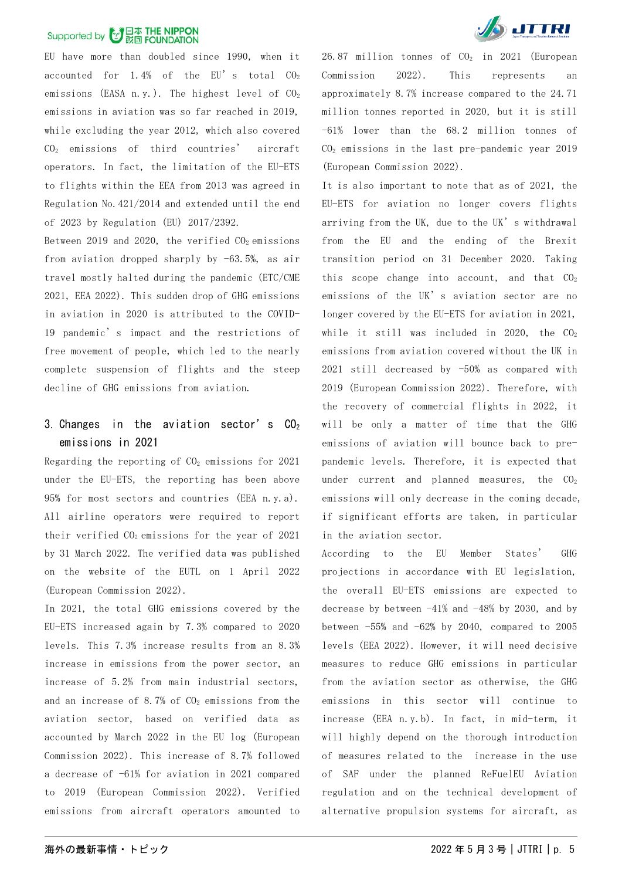EU have more than doubled since 1990, when it accounted for 1.4% of the EU's total $CO_2$ emissions (EASA n.y.). The highest level of $CO_2$ emissions in aviation was so far reached in 2019, while excluding the year 2012, which also covered $CO_2$ emissions of third countries' aircraft operators. In fact, the limitation of the EU-ETS to flights within the EEA from 2013 was agreed in Regulation No.421/2014 and extended until the end of 2023 by Regulation (EU) 2017/2392.

Between 2019 and 2020, the verified $CO_2$ emissions from aviation dropped sharply by -63.5%, as air travel mostly halted during the pandemic (ETC/CME 2021, EEA 2022). This sudden drop of GHG emissions in aviation in 2020 is attributed to the COVID-19 pandemic's impact and the restrictions of free movement of people, which led to the nearly complete suspension of flights and the steep decline of GHG emissions from aviation.

## 3. Changes in the aviation sector's $CO_2$ emissions in 2021

Regarding the reporting of $CO_2$ emissions for 2021 under the EU-ETS, the reporting has been above 95% for most sectors and countries (EEA n.y.a). All airline operators were required to report their verified $CO_2$ emissions for the year of 2021 by 31 March 2022. The verified data was published on the website of the EUTL on 1 April 2022 (European Commission 2022).

In 2021, the total GHG emissions covered by the EU-ETS increased again by 7.3% compared to 2020 levels. This 7.3% increase results from an 8.3% increase in emissions from the power sector, an increase of 5.2% from main industrial sectors, and an increase of 8.7% of $CO_2$ emissions from the aviation sector, based on verified data as accounted by March 2022 in the EU log (European Commission 2022). This increase of 8.7% followed a decrease of -61% for aviation in 2021 compared to 2019 (European Commission 2022). Verified emissions from aircraft operators amounted to 26.87 million tonnes of $CO_2$ in 2021 (European Commission 2022). This represents an approximately 8.7% increase compared to the 24.71 million tonnes reported in 2020, but it is still -61% lower than the 68.2 million tonnes of $CO_2$ emissions in the last pre-pandemic year 2019 (European Commission 2022).

It is also important to note that as of 2021, the EU-ETS for aviation no longer covers flights arriving from the UK, due to the UK's withdrawal from the EU and the ending of the Brexit transition period on 31 December 2020. Taking this scope change into account, and that $CO_2$ emissions of the UK's aviation sector are no longer covered by the EU-ETS for aviation in 2021, while it still was included in 2020, the $CO_2$ emissions from aviation covered without the UK in 2021 still decreased by -50% as compared with 2019 (European Commission 2022). Therefore, with the recovery of commercial flights in 2022, it will be only a matter of time that the GHG emissions of aviation will bounce back to pre-pandemic levels. Therefore, it is expected that under current and planned measures, the $CO_2$ emissions will only decrease in the coming decade, if significant efforts are taken, in particular in the aviation sector.

According to the EU Member States' GHG projections in accordance with EU legislation, the overall EU-ETS emissions are expected to decrease by between -41% and -48% by 2030, and by between -55% and -62% by 2040, compared to 2005 levels (EEA 2022). However, it will need decisive measures to reduce GHG emissions in particular from the aviation sector as otherwise, the GHG emissions in this sector will continue to increase (EEA n.y.b). In fact, in mid-term, it will highly depend on the thorough introduction of measures related to the increase in the use of SAF under the planned ReFuelEU Aviation regulation and on the technical development of alternative propulsion systems for aircraft, as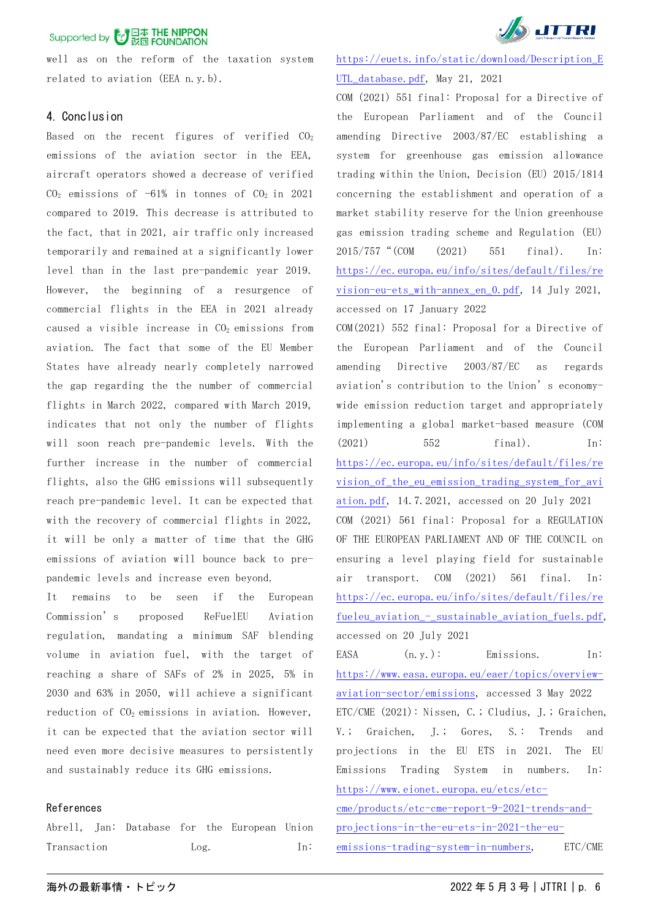well as on the reform of the taxation system related to aviation (EEA n.y.b).

## 4. Conclusion

Based on the recent figures of verified $CO_2$ emissions of the aviation sector in the EEA, aircraft operators showed a decrease of verified $CO_2$ emissions of -61% in tonnes of $CO_2$ in 2021 compared to 2019. This decrease is attributed to the fact, that in 2021, air traffic only increased temporarily and remained at a significantly lower level than in the last pre-pandemic year 2019. However, the beginning of a resurgence of commercial flights in the EEA in 2021 already caused a visible increase in $CO_2$ emissions from aviation. The fact that some of the EU Member States have already nearly completely narrowed the gap regarding the the number of commercial flights in March 2022, compared with March 2019, indicates that not only the number of flights will soon reach pre-pandemic levels. With the further increase in the number of commercial flights, also the GHG emissions will subsequently reach pre-pandemic level. It can be expected that with the recovery of commercial flights in 2022, it will be only a matter of time that the GHG emissions of aviation will bounce back to pre-pandemic levels and increase even beyond.

It remains to be seen if the European Commission's proposed ReFuelEU Aviation regulation, mandating a minimum SAF blending volume in aviation fuel, with the target of reaching a share of SAFs of 2% in 2025, 5% in 2030 and 63% in 2050, will achieve a significant reduction of $CO_2$ emissions in aviation. However, it can be expected that the aviation sector will need even more decisive measures to persistently and sustainably reduce its GHG emissions.

## References

Abrell, Jan: Database for the European Union Transaction Log. In: https://euets.info/static/download/Description_EUTL_database.pdf, May 21, 2021

COM (2021) 551 final: Proposal for a Directive of the European Parliament and of the Council amending Directive 2003/87/EC establishing a system for greenhouse gas emission allowance trading within the Union, Decision (EU) 2015/1814 concerning the establishment and operation of a market stability reserve for the Union greenhouse gas emission trading scheme and Regulation (EU) 2015/757 "(COM (2021) 551 final). In: https://ec.europa.eu/info/sites/default/files/revision-eu-ets_with-annex_en_0.pdf, 14 July 2021, accessed on 17 January 2022

COM(2021) 552 final: Proposal for a Directive of the European Parliament and of the Council amending Directive 2003/87/EC as regards aviation's contribution to the Union's economy-wide emission reduction target and appropriately implementing a global market-based measure (COM (2021) 552 final). In: https://ec.europa.eu/info/sites/default/files/revision_of_the_eu_emission_trading_system_for_aviation.pdf, 14.7.2021, accessed on 20 July 2021

COM (2021) 561 final: Proposal for a REGULATION OF THE EUROPEAN PARLIAMENT AND OF THE COUNCIL on ensuring a level playing field for sustainable air transport. COM (2021) 561 final. In: https://ec.europa.eu/info/sites/default/files/refueleu_aviation_-_sustainable_aviation_fuels.pdf, accessed on 20 July 2021

EASA (n.y.): Emissions. In: https://www.easa.europa.eu/eaer/topics/overview-aviation-sector/emissions, accessed 3 May 2022

ETC/CME (2021): Nissen, C.; Cludius, J.; Graichen, V.; Graichen, J.; Gores, S.: Trends and projections in the EU ETS in 2021. The EU Emissions Trading System in numbers. In: https://www.eionet.europa.eu/etcs/etc-cme/products/etc-cme-report-9-2021-trends-and-projections-in-the-eu-ets-in-2021-the-eu-emissions-trading-system-in-numbers, ETC/CME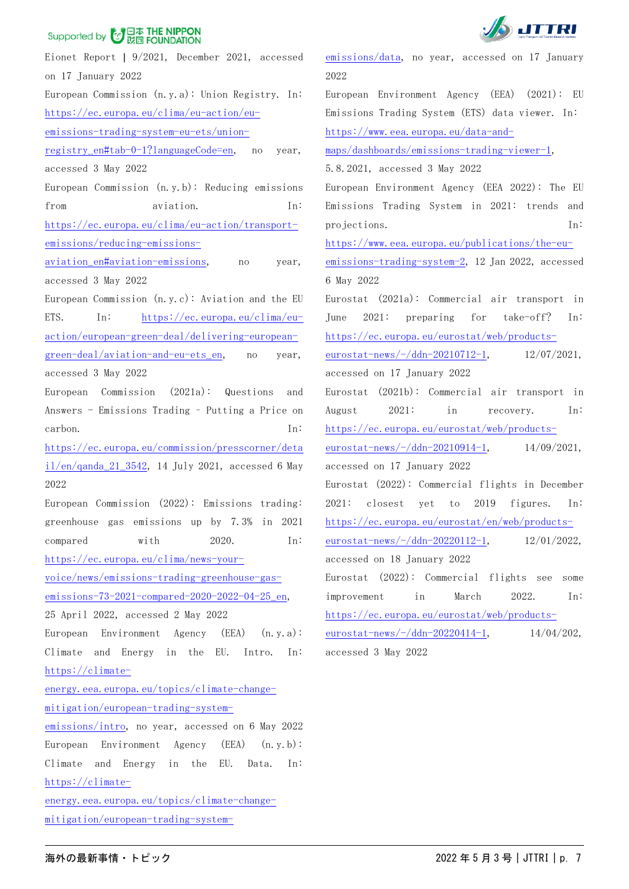Eionet Report | 9/2021, December 2021, accessed on 17 January 2022

European Commission (n.y.a): Union Registry. In: https://ec.europa.eu/clima/eu-action/eu-emissions-trading-system-eu-ets/union-registry_en#tab-0-1?languageCode=en, no year, accessed 3 May 2022

European Commission (n.y.b): Reducing emissions from aviation. In: https://ec.europa.eu/clima/eu-action/transport-emissions/reducing-emissions-aviation_en#aviation-emissions, no year, accessed 3 May 2022

European Commission (n.y.c): Aviation and the EU ETS. In: https://ec.europa.eu/clima/eu-action/european-green-deal/delivering-european-green-deal/aviation-and-eu-ets_en, no year, accessed 3 May 2022

European Commission (2021a): Questions and Answers - Emissions Trading – Putting a Price on carbon. In: https://ec.europa.eu/commission/presscorner/detail/en/qanda_21_3542, 14 July 2021, accessed 6 May 2022

European Commission (2022): Emissions trading: greenhouse gas emissions up by 7.3% in 2021 compared with 2020. In: https://ec.europa.eu/clima/news-your-voice/news/emissions-trading-greenhouse-gas-emissions-73-2021-compared-2020-2022-04-25_en, 25 April 2022, accessed 2 May 2022

European Environment Agency (EEA) (n.y.a): Climate and Energy in the EU. Intro. In: https://climate-energy.eea.europa.eu/topics/climate-change-mitigation/european-trading-system-emissions/intro, no year, accessed on 6 May 2022

European Environment Agency (EEA) (n.y.b): Climate and Energy in the EU. Data. In: https://climate-energy.eea.europa.eu/topics/climate-change-mitigation/european-trading-system-emissions/data, no year, accessed on 17 January 2022

European Environment Agency (EEA) (2021): EU Emissions Trading System (ETS) data viewer. In: https://www.eea.europa.eu/data-and-maps/dashboards/emissions-trading-viewer-1, 5.8.2021, accessed 3 May 2022

European Environment Agency (EEA 2022): The EU Emissions Trading System in 2021: trends and projections. In: https://www.eea.europa.eu/publications/the-eu-emissions-trading-system-2, 12 Jan 2022, accessed 6 May 2022

Eurostat (2021a): Commercial air transport in June 2021: preparing for take-off? In: https://ec.europa.eu/eurostat/web/products-eurostat-news/-/ddn-20210712-1, 12/07/2021, accessed on 17 January 2022

Eurostat (2021b): Commercial air transport in August 2021: in recovery. In: https://ec.europa.eu/eurostat/web/products-eurostat-news/-/ddn-20210914-1, 14/09/2021, accessed on 17 January 2022

Eurostat (2022): Commercial flights in December 2021: closest yet to 2019 figures. In: https://ec.europa.eu/eurostat/en/web/products-eurostat-news/-/ddn-20220112-1, 12/01/2022, accessed on 18 January 2022

Eurostat (2022): Commercial flights see some improvement in March 2022. In: https://ec.europa.eu/eurostat/web/products-eurostat-news/-/ddn-20220414-1, 14/04/202, accessed 3 May 2022